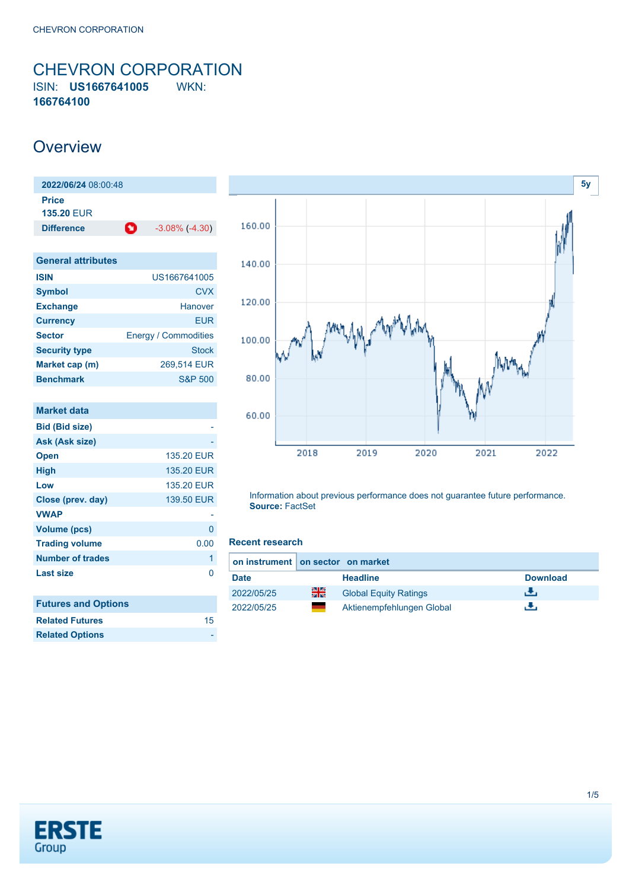# CHEVRON CORPORATION

ISIN: **US1667641005** WKN: **166764100**

## Overview

| | |
|---|---|
| **2022/06/24** 08:00:48 | |
| **Price** | |
| **135.20** EUR | |
| **Difference** | -3.08% (-4.30) |

| General attributes | |
|---|---|
| **ISIN** | US1667641005 |
| **Symbol** | CVX |
| **Exchange** | Hanover |
| **Currency** | EUR |
| **Sector** | Energy / Commodities |
| **Security type** | Stock |
| **Market cap (m)** | 269,514 EUR |
| **Benchmark** | S&P 500 |

| Market data | |
|---|---|
| **Bid (Bid size)** | - |
| **Ask (Ask size)** | - |
| **Open** | 135.20 EUR |
| **High** | 135.20 EUR |
| **Low** | 135.20 EUR |
| **Close (prev. day)** | 139.50 EUR |
| **VWAP** | - |
| **Volume (pcs)** | 0 |
| **Trading volume** | 0.00 |
| **Number of trades** | 1 |
| **Last size** | 0 |

| Futures and Options | |
|---|---|
| **Related Futures** | 15 |
| **Related Options** | - |

5y

160.00
140.00
120.00
100.00
80.00
60.00

2018 2019 2020 2021 2022

Information about previous performance does not guarantee future performance.
**Source:** FactSet

### Recent research

**on instrument** **on sector** **on market**

| Date | | Headline | Download |
|---|---|---|---|
| 2022/05/25 | | Global Equity Ratings | |
| 2022/05/25 | | Aktienempfehlungen Global | |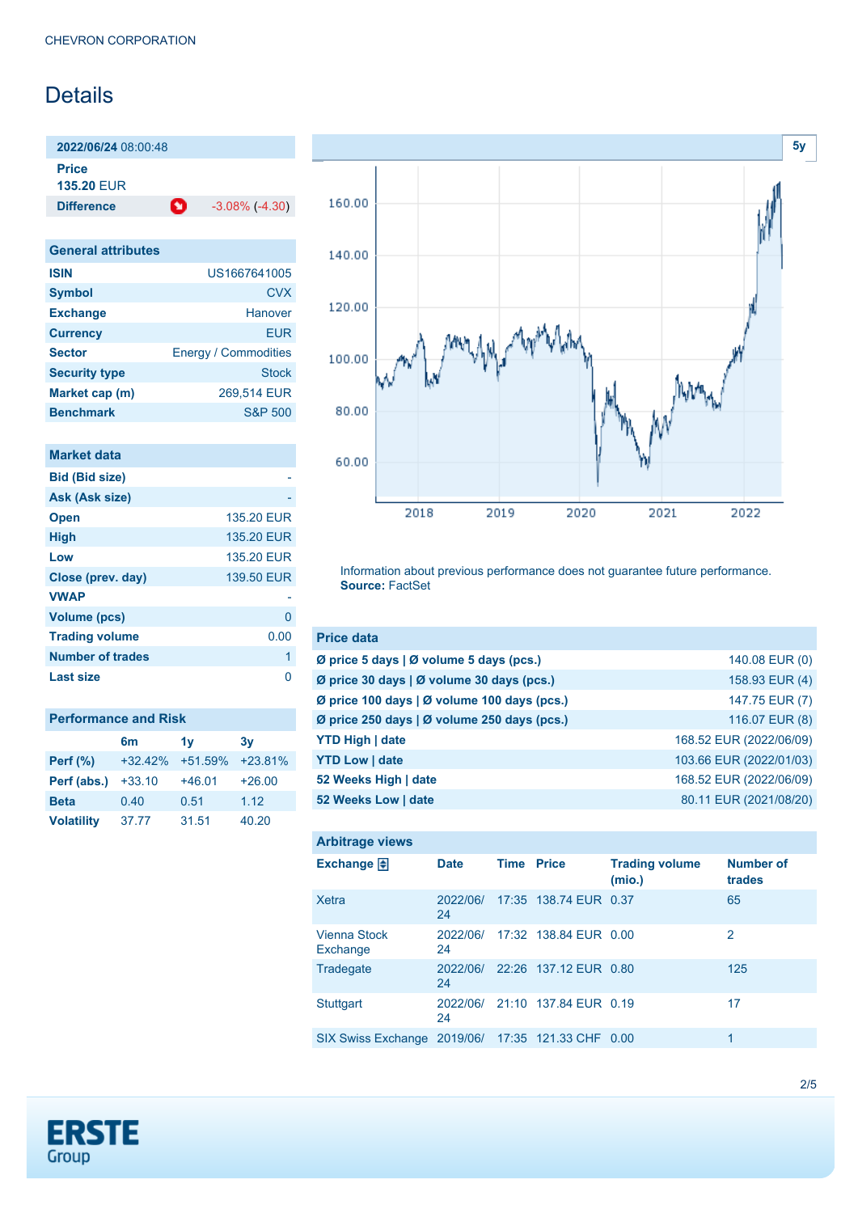CHEVRON CORPORATION

# Details

| **2022/06/24** 08:00:48 | |
|---|---|
| **Price** 135.20 EUR | |
| **Difference** | -3.08% (-4.30) |

| General attributes | |
|---|---|
| **ISIN** | US1667641005 |
| **Symbol** | CVX |
| **Exchange** | Hanover |
| **Currency** | EUR |
| **Sector** | Energy / Commodities |
| **Security type** | Stock |
| **Market cap (m)** | 269,514 EUR |
| **Benchmark** | S&P 500 |

| Market data | |
|---|---|
| **Bid (Bid size)** | - |
| **Ask (Ask size)** | - |
| **Open** | 135.20 EUR |
| **High** | 135.20 EUR |
| **Low** | 135.20 EUR |
| **Close (prev. day)** | 139.50 EUR |
| **VWAP** | - |
| **Volume (pcs)** | 0 |
| **Trading volume** | 0.00 |
| **Number of trades** | 1 |
| **Last size** | 0 |

| Performance and Risk | 6m | 1y | 3y |
|---|---|---|---|
| **Perf (%)** | +32.42% | +51.59% | +23.81% |
| **Perf (abs.)** | +33.10 | +46.01 | +26.00 |
| **Beta** | 0.40 | 0.51 | 1.12 |
| **Volatility** | 37.77 | 31.51 | 40.20 |

Information about previous performance does not guarantee future performance.
**Source:** FactSet

| Price data | |
|---|---|
| **Ø price 5 days \| Ø volume 5 days (pcs.)** | 140.08 EUR (0) |
| **Ø price 30 days \| Ø volume 30 days (pcs.)** | 158.93 EUR (4) |
| **Ø price 100 days \| Ø volume 100 days (pcs.)** | 147.75 EUR (7) |
| **Ø price 250 days \| Ø volume 250 days (pcs.)** | 116.07 EUR (8) |
| **YTD High \| date** | 168.52 EUR (2022/06/09) |
| **YTD Low \| date** | 103.66 EUR (2022/01/03) |
| **52 Weeks High \| date** | 168.52 EUR (2022/06/09) |
| **52 Weeks Low \| date** | 80.11 EUR (2021/08/20) |

**Arbitrage views**

| Exchange | Date | Time | Price | Trading volume (mio.) | Number of trades |
|---|---|---|---|---|---|
| Xetra | 2022/06/24 | 17:35 | 138.74 EUR | 0.37 | 65 |
| Vienna Stock Exchange | 2022/06/24 | 17:32 | 138.84 EUR | 0.00 | 2 |
| Tradegate | 2022/06/24 | 22:26 | 137.12 EUR | 0.80 | 125 |
| Stuttgart | 2022/06/24 | 21:10 | 137.84 EUR | 0.19 | 17 |
| SIX Swiss Exchange | 2019/06/ | 17:35 | 121.33 CHF | 0.00 | 1 |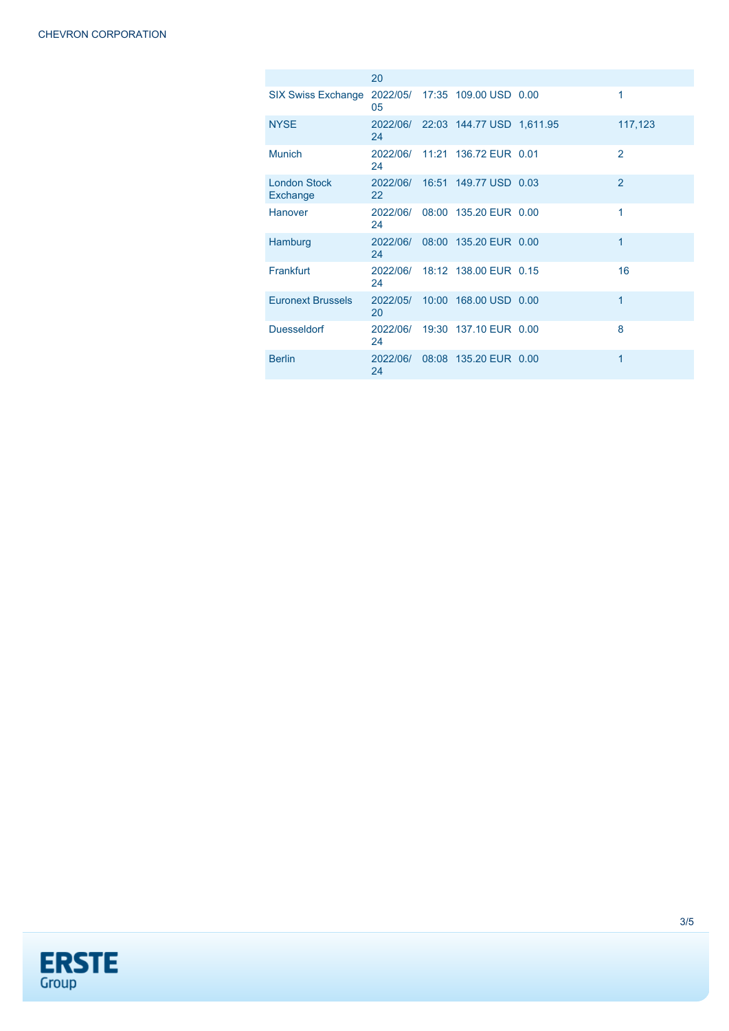| | | | | | |
|---|---|---|---|---|---|
| | 20 | | | | |
| SIX Swiss Exchange | 2022/05/05 | 17:35 | 109.00 USD | 0.00 | 1 |
| NYSE | 2022/06/24 | 22:03 | 144.77 USD | 1,611.95 | 117,123 |
| Munich | 2022/06/24 | 11:21 | 136.72 EUR | 0.01 | 2 |
| London Stock Exchange | 2022/06/22 | 16:51 | 149.77 USD | 0.03 | 2 |
| Hanover | 2022/06/24 | 08:00 | 135.20 EUR | 0.00 | 1 |
| Hamburg | 2022/06/24 | 08:00 | 135.20 EUR | 0.00 | 1 |
| Frankfurt | 2022/06/24 | 18:12 | 138.00 EUR | 0.15 | 16 |
| Euronext Brussels | 2022/05/20 | 10:00 | 168.00 USD | 0.00 | 1 |
| Duesseldorf | 2022/06/24 | 19:30 | 137.10 EUR | 0.00 | 8 |
| Berlin | 2022/06/24 | 08:08 | 135.20 EUR | 0.00 | 1 |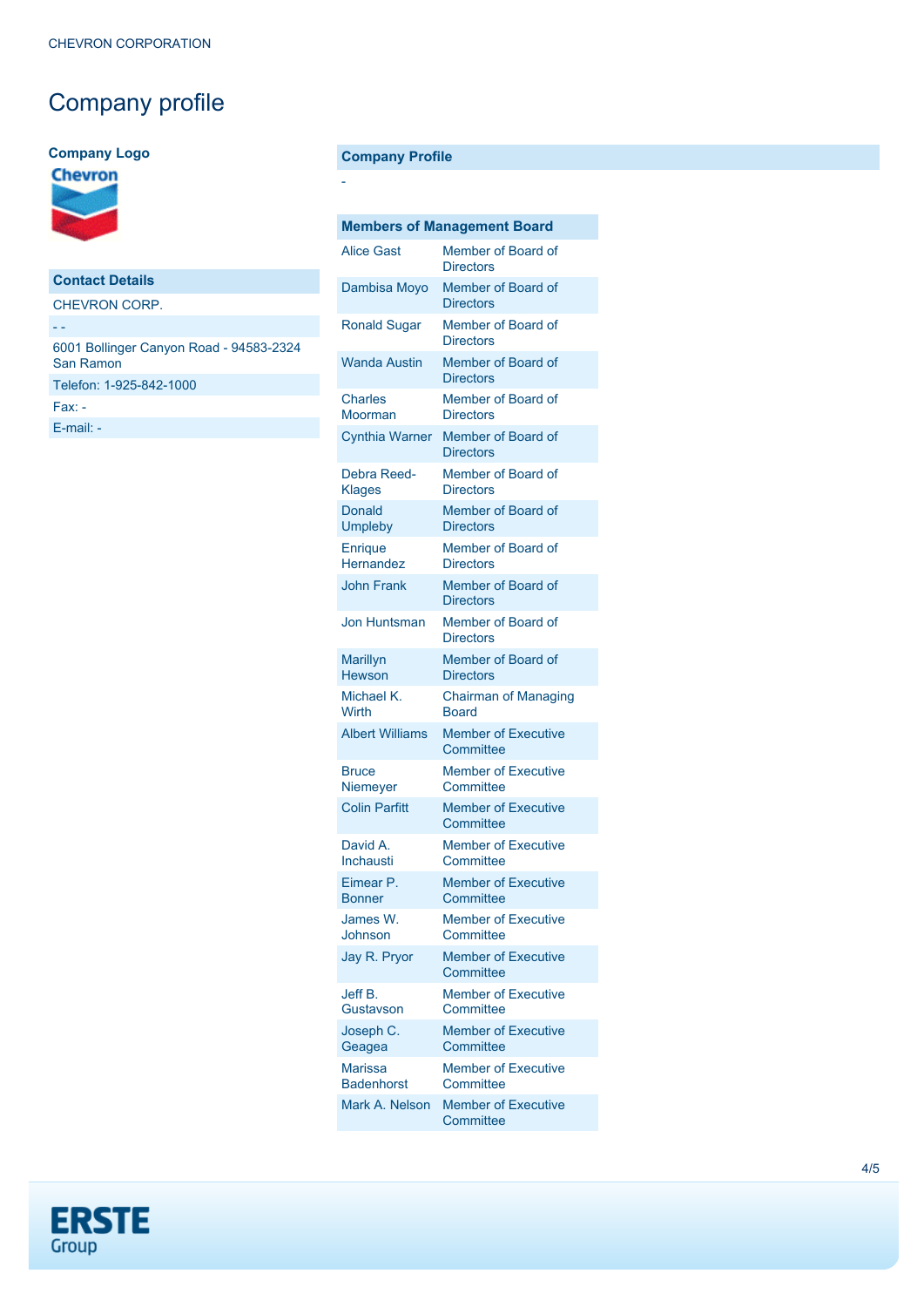# Company profile

**Company Logo**

| Contact Details |
| --- |
| CHEVRON CORP. |
| - - |
| 6001 Bollinger Canyon Road - 94583-2324 San Ramon |
| Telefon: 1-925-842-1000 |
| Fax: - |
| E-mail: - |

| Company Profile |
| --- |
| - |

| Members of Management Board | |
| --- | --- |
| Alice Gast | Member of Board of Directors |
| Dambisa Moyo | Member of Board of Directors |
| Ronald Sugar | Member of Board of Directors |
| Wanda Austin | Member of Board of Directors |
| Charles Moorman | Member of Board of Directors |
| Cynthia Warner | Member of Board of Directors |
| Debra Reed-Klages | Member of Board of Directors |
| Donald Umpleby | Member of Board of Directors |
| Enrique Hernandez | Member of Board of Directors |
| John Frank | Member of Board of Directors |
| Jon Huntsman | Member of Board of Directors |
| Marillyn Hewson | Member of Board of Directors |
| Michael K. Wirth | Chairman of Managing Board |
| Albert Williams | Member of Executive Committee |
| Bruce Niemeyer | Member of Executive Committee |
| Colin Parfitt | Member of Executive Committee |
| David A. Inchausti | Member of Executive Committee |
| Eimear P. Bonner | Member of Executive Committee |
| James W. Johnson | Member of Executive Committee |
| Jay R. Pryor | Member of Executive Committee |
| Jeff B. Gustavson | Member of Executive Committee |
| Joseph C. Geagea | Member of Executive Committee |
| Marissa Badenhorst | Member of Executive Committee |
| Mark A. Nelson | Member of Executive Committee |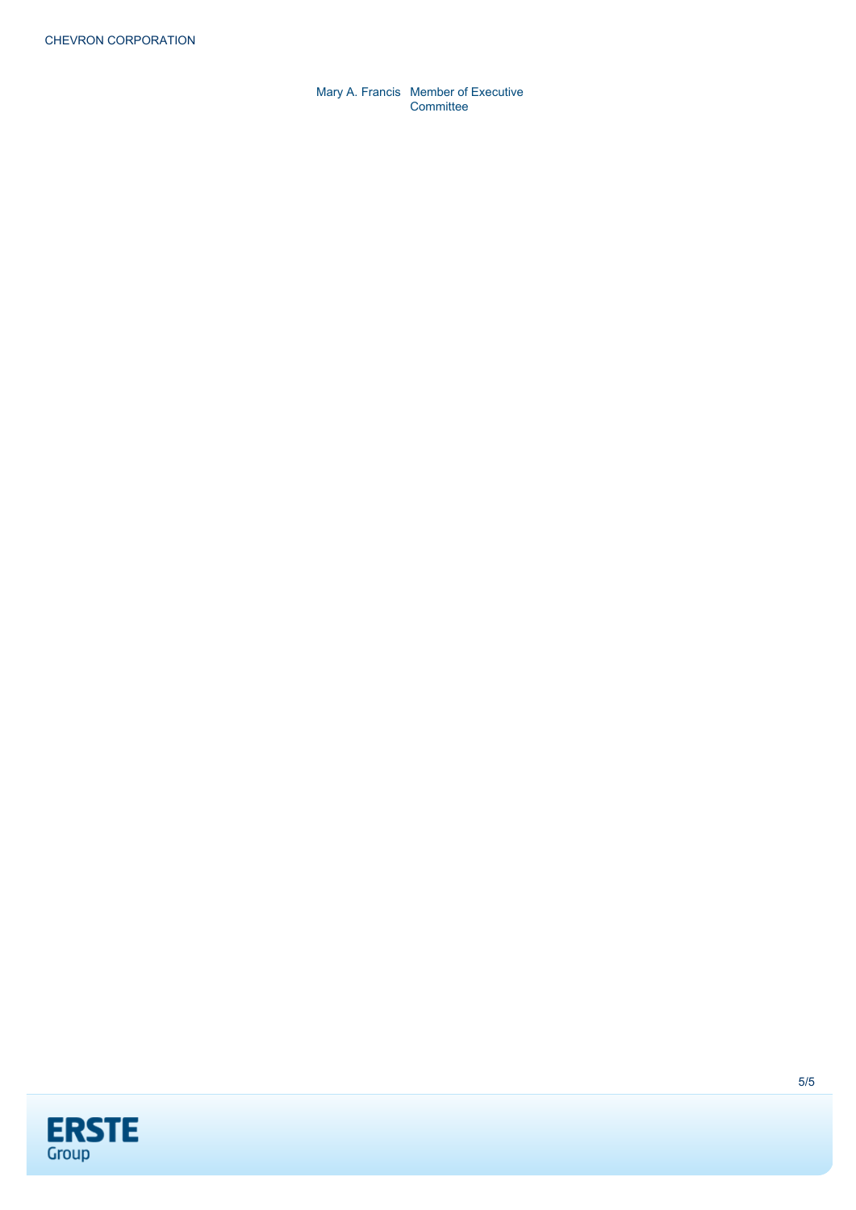| | |
|---|---|
| Mary A. Francis | Member of Executive Committee |